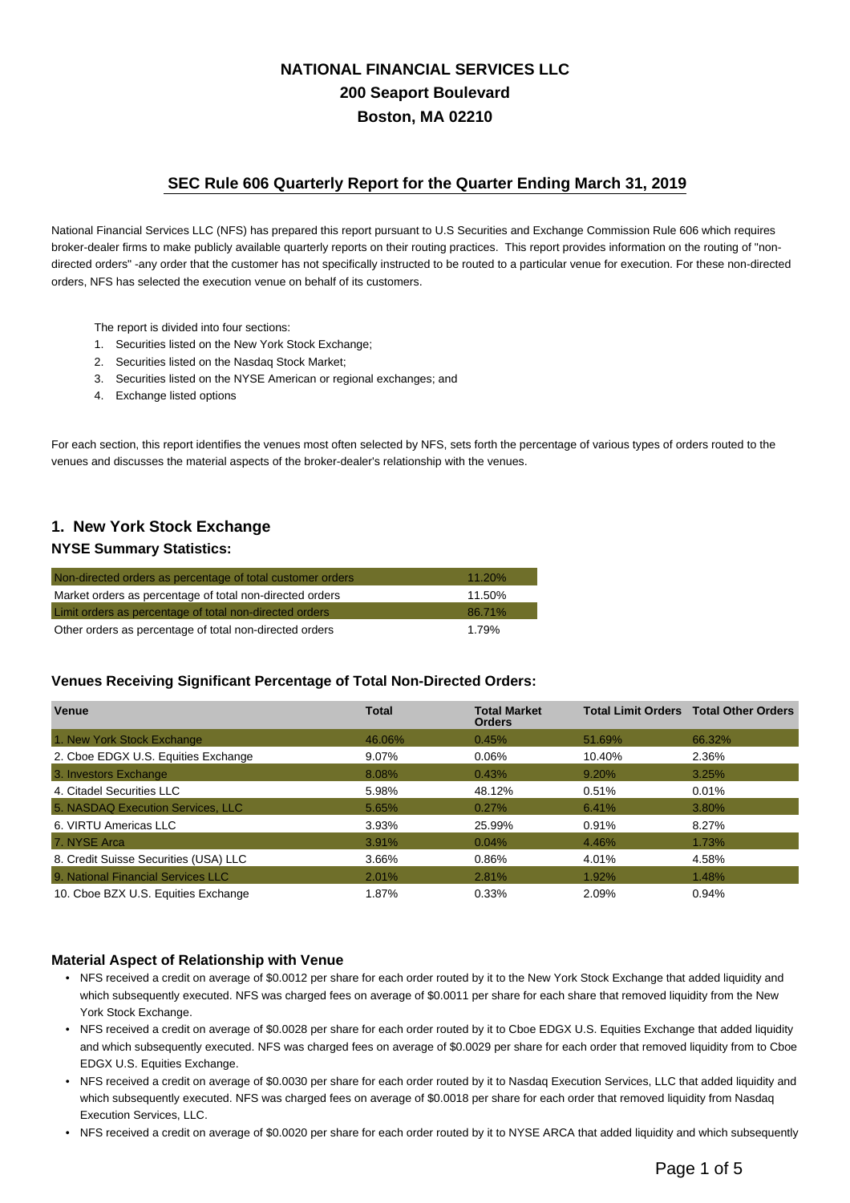# NATIONAL FINANCIAL SERVICES LLC

**200 Seaport Boulevard**

**Boston, MA 02210**

## SEC Rule 606 Quarterly Report for the Quarter Ending March 31, 2019

National Financial Services LLC (NFS) has prepared this report pursuant to U.S Securities and Exchange Commission Rule 606 which requires broker-dealer firms to make publicly available quarterly reports on their routing practices. This report provides information on the routing of "non-directed orders" -any order that the customer has not specifically instructed to be routed to a particular venue for execution. For these non-directed orders, NFS has selected the execution venue on behalf of its customers.

The report is divided into four sections:

1. Securities listed on the New York Stock Exchange;
2. Securities listed on the Nasdaq Stock Market;
3. Securities listed on the NYSE American or regional exchanges; and
4. Exchange listed options

For each section, this report identifies the venues most often selected by NFS, sets forth the percentage of various types of orders routed to the venues and discusses the material aspects of the broker-dealer's relationship with the venues.

## 1. New York Stock Exchange

### NYSE Summary Statistics:

| | |
|---|---|
| Non-directed orders as percentage of total customer orders | 11.20% |
| Market orders as percentage of total non-directed orders | 11.50% |
| Limit orders as percentage of total non-directed orders | 86.71% |
| Other orders as percentage of total non-directed orders | 1.79% |

### Venues Receiving Significant Percentage of Total Non-Directed Orders:

| Venue | Total | Total Market Orders | Total Limit Orders | Total Other Orders |
|---|---|---|---|---|
| 1. New York Stock Exchange | 46.06% | 0.45% | 51.69% | 66.32% |
| 2. Cboe EDGX U.S. Equities Exchange | 9.07% | 0.06% | 10.40% | 2.36% |
| 3. Investors Exchange | 8.08% | 0.43% | 9.20% | 3.25% |
| 4. Citadel Securities LLC | 5.98% | 48.12% | 0.51% | 0.01% |
| 5. NASDAQ Execution Services, LLC | 5.65% | 0.27% | 6.41% | 3.80% |
| 6. VIRTU Americas LLC | 3.93% | 25.99% | 0.91% | 8.27% |
| 7. NYSE Arca | 3.91% | 0.04% | 4.46% | 1.73% |
| 8. Credit Suisse Securities (USA) LLC | 3.66% | 0.86% | 4.01% | 4.58% |
| 9. National Financial Services LLC | 2.01% | 2.81% | 1.92% | 1.48% |
| 10. Cboe BZX U.S. Equities Exchange | 1.87% | 0.33% | 2.09% | 0.94% |

### Material Aspect of Relationship with Venue

- NFS received a credit on average of $0.0012 per share for each order routed by it to the New York Stock Exchange that added liquidity and which subsequently executed. NFS was charged fees on average of $0.0011 per share for each share that removed liquidity from the New York Stock Exchange.
- NFS received a credit on average of $0.0028 per share for each order routed by it to Cboe EDGX U.S. Equities Exchange that added liquidity and which subsequently executed. NFS was charged fees on average of $0.0029 per share for each order that removed liquidity from to Cboe EDGX U.S. Equities Exchange.
- NFS received a credit on average of $0.0030 per share for each order routed by it to Nasdaq Execution Services, LLC that added liquidity and which subsequently executed. NFS was charged fees on average of $0.0018 per share for each order that removed liquidity from Nasdaq Execution Services, LLC.
- NFS received a credit on average of $0.0020 per share for each order routed by it to NYSE ARCA that added liquidity and which subsequently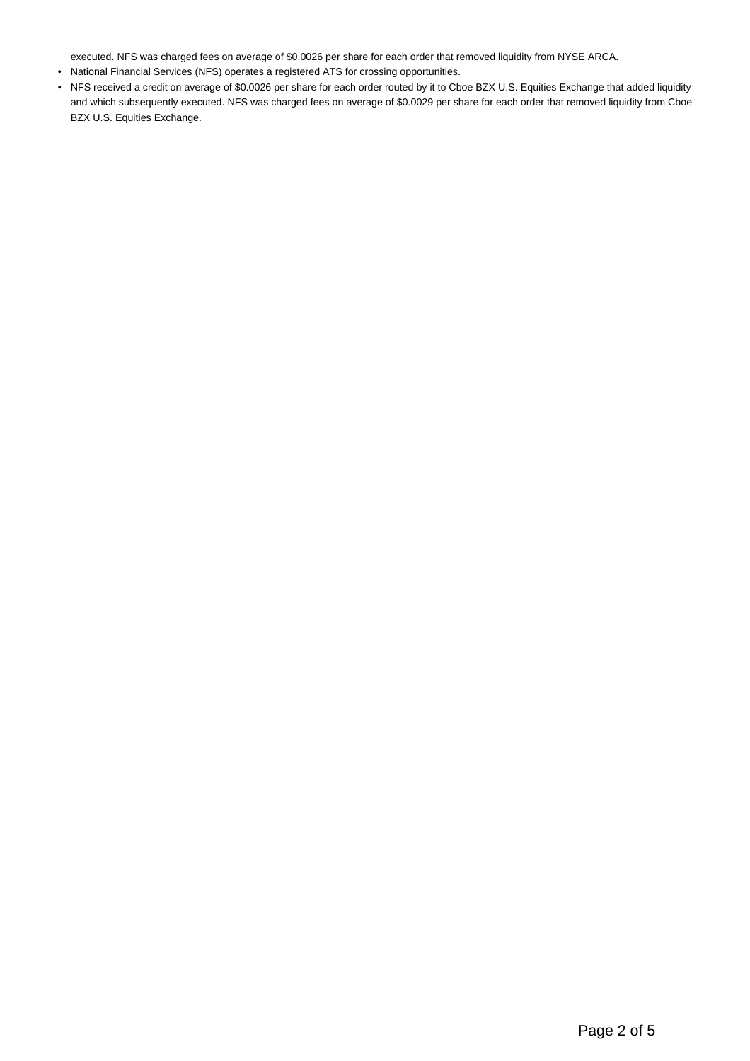executed. NFS was charged fees on average of $0.0026 per share for each order that removed liquidity from NYSE ARCA.

- National Financial Services (NFS) operates a registered ATS for crossing opportunities.
- NFS received a credit on average of $0.0026 per share for each order routed by it to Cboe BZX U.S. Equities Exchange that added liquidity and which subsequently executed. NFS was charged fees on average of $0.0029 per share for each order that removed liquidity from Cboe BZX U.S. Equities Exchange.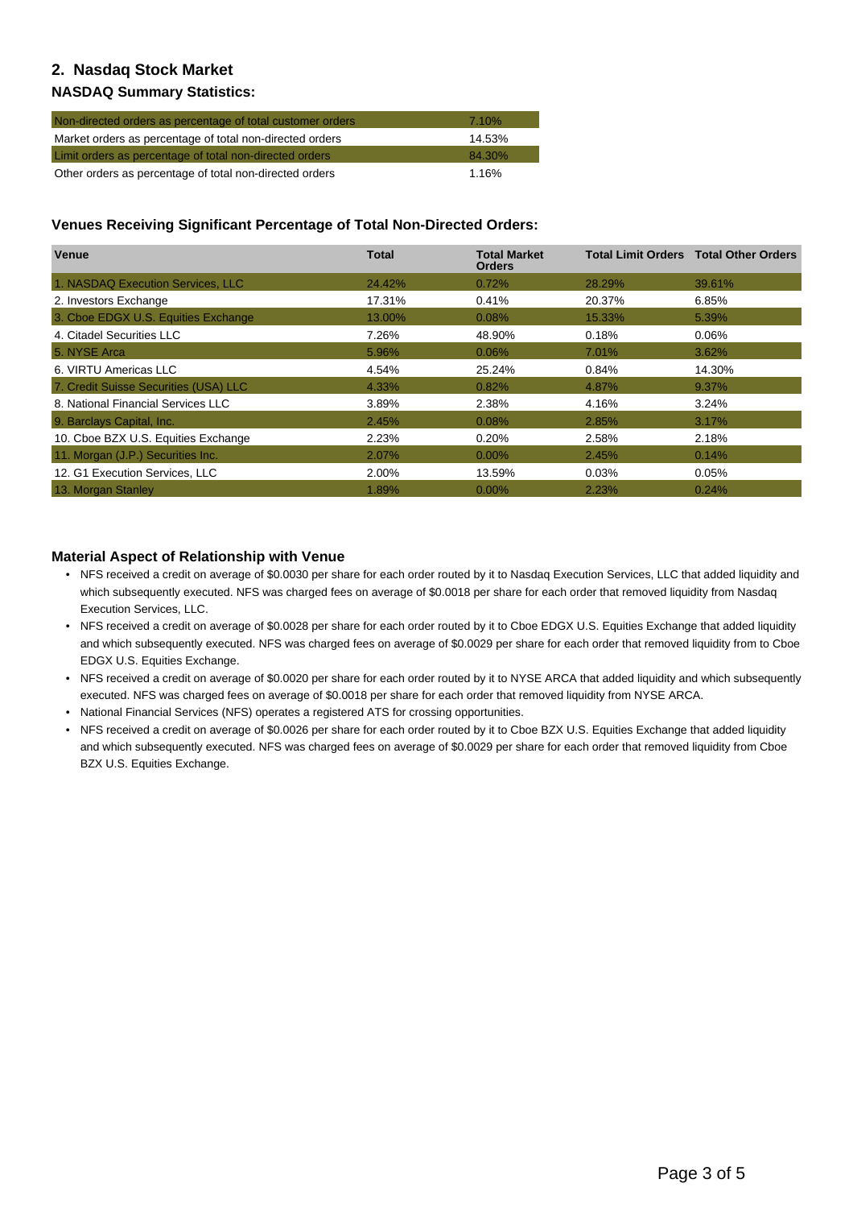## 2. Nasdaq Stock Market

### NASDAQ Summary Statistics:

| | |
|---|---|
| Non-directed orders as percentage of total customer orders | 7.10% |
| Market orders as percentage of total non-directed orders | 14.53% |
| Limit orders as percentage of total non-directed orders | 84.30% |
| Other orders as percentage of total non-directed orders | 1.16% |

### Venues Receiving Significant Percentage of Total Non-Directed Orders:

| Venue | Total | Total Market Orders | Total Limit Orders | Total Other Orders |
|---|---|---|---|---|
| 1. NASDAQ Execution Services, LLC | 24.42% | 0.72% | 28.29% | 39.61% |
| 2. Investors Exchange | 17.31% | 0.41% | 20.37% | 6.85% |
| 3. Cboe EDGX U.S. Equities Exchange | 13.00% | 0.08% | 15.33% | 5.39% |
| 4. Citadel Securities LLC | 7.26% | 48.90% | 0.18% | 0.06% |
| 5. NYSE Arca | 5.96% | 0.06% | 7.01% | 3.62% |
| 6. VIRTU Americas LLC | 4.54% | 25.24% | 0.84% | 14.30% |
| 7. Credit Suisse Securities (USA) LLC | 4.33% | 0.82% | 4.87% | 9.37% |
| 8. National Financial Services LLC | 3.89% | 2.38% | 4.16% | 3.24% |
| 9. Barclays Capital, Inc. | 2.45% | 0.08% | 2.85% | 3.17% |
| 10. Cboe BZX U.S. Equities Exchange | 2.23% | 0.20% | 2.58% | 2.18% |
| 11. Morgan (J.P.) Securities Inc. | 2.07% | 0.00% | 2.45% | 0.14% |
| 12. G1 Execution Services, LLC | 2.00% | 13.59% | 0.03% | 0.05% |
| 13. Morgan Stanley | 1.89% | 0.00% | 2.23% | 0.24% |

### Material Aspect of Relationship with Venue

- NFS received a credit on average of $0.0030 per share for each order routed by it to Nasdaq Execution Services, LLC that added liquidity and which subsequently executed. NFS was charged fees on average of $0.0018 per share for each order that removed liquidity from Nasdaq Execution Services, LLC.
- NFS received a credit on average of $0.0028 per share for each order routed by it to Cboe EDGX U.S. Equities Exchange that added liquidity and which subsequently executed. NFS was charged fees on average of $0.0029 per share for each order that removed liquidity from to Cboe EDGX U.S. Equities Exchange.
- NFS received a credit on average of $0.0020 per share for each order routed by it to NYSE ARCA that added liquidity and which subsequently executed. NFS was charged fees on average of $0.0018 per share for each order that removed liquidity from NYSE ARCA.
- National Financial Services (NFS) operates a registered ATS for crossing opportunities.
- NFS received a credit on average of $0.0026 per share for each order routed by it to Cboe BZX U.S. Equities Exchange that added liquidity and which subsequently executed. NFS was charged fees on average of $0.0029 per share for each order that removed liquidity from Cboe BZX U.S. Equities Exchange.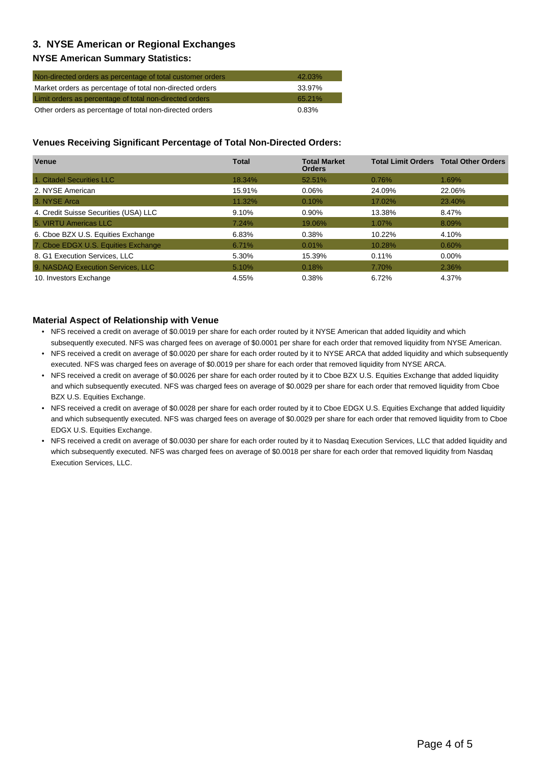## 3. NYSE American or Regional Exchanges

### NYSE American Summary Statistics:

| | |
|---|---|
| Non-directed orders as percentage of total customer orders | 42.03% |
| Market orders as percentage of total non-directed orders | 33.97% |
| Limit orders as percentage of total non-directed orders | 65.21% |
| Other orders as percentage of total non-directed orders | 0.83% |

### Venues Receiving Significant Percentage of Total Non-Directed Orders:

| Venue | Total | Total Market Orders | Total Limit Orders | Total Other Orders |
|---|---|---|---|---|
| 1. Citadel Securities LLC | 18.34% | 52.51% | 0.76% | 1.69% |
| 2. NYSE American | 15.91% | 0.06% | 24.09% | 22.06% |
| 3. NYSE Arca | 11.32% | 0.10% | 17.02% | 23.40% |
| 4. Credit Suisse Securities (USA) LLC | 9.10% | 0.90% | 13.38% | 8.47% |
| 5. VIRTU Americas LLC | 7.24% | 19.06% | 1.07% | 8.09% |
| 6. Cboe BZX U.S. Equities Exchange | 6.83% | 0.38% | 10.22% | 4.10% |
| 7. Cboe EDGX U.S. Equities Exchange | 6.71% | 0.01% | 10.28% | 0.60% |
| 8. G1 Execution Services, LLC | 5.30% | 15.39% | 0.11% | 0.00% |
| 9. NASDAQ Execution Services, LLC | 5.10% | 0.18% | 7.70% | 2.36% |
| 10. Investors Exchange | 4.55% | 0.38% | 6.72% | 4.37% |

### Material Aspect of Relationship with Venue

- NFS received a credit on average of $0.0019 per share for each order routed by it NYSE American that added liquidity and which subsequently executed. NFS was charged fees on average of $0.0001 per share for each order that removed liquidity from NYSE American.
- NFS received a credit on average of $0.0020 per share for each order routed by it to NYSE ARCA that added liquidity and which subsequently executed. NFS was charged fees on average of $0.0019 per share for each order that removed liquidity from NYSE ARCA.
- NFS received a credit on average of $0.0026 per share for each order routed by it to Cboe BZX U.S. Equities Exchange that added liquidity and which subsequently executed. NFS was charged fees on average of $0.0029 per share for each order that removed liquidity from Cboe BZX U.S. Equities Exchange.
- NFS received a credit on average of $0.0028 per share for each order routed by it to Cboe EDGX U.S. Equities Exchange that added liquidity and which subsequently executed. NFS was charged fees on average of $0.0029 per share for each order that removed liquidity from to Cboe EDGX U.S. Equities Exchange.
- NFS received a credit on average of $0.0030 per share for each order routed by it to Nasdaq Execution Services, LLC that added liquidity and which subsequently executed. NFS was charged fees on average of $0.0018 per share for each order that removed liquidity from Nasdaq Execution Services, LLC.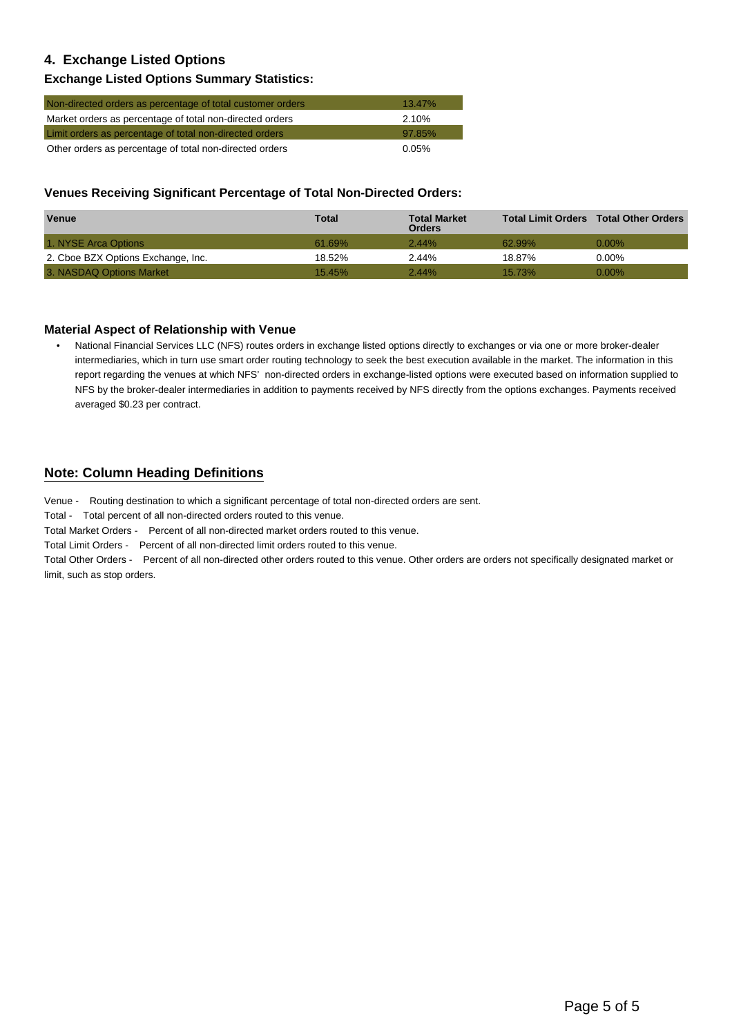## 4. Exchange Listed Options

### Exchange Listed Options Summary Statistics:

| | |
|---|---|
| Non-directed orders as percentage of total customer orders | 13.47% |
| Market orders as percentage of total non-directed orders | 2.10% |
| Limit orders as percentage of total non-directed orders | 97.85% |
| Other orders as percentage of total non-directed orders | 0.05% |

### Venues Receiving Significant Percentage of Total Non-Directed Orders:

| Venue | Total | Total Market Orders | Total Limit Orders | Total Other Orders |
|---|---|---|---|---|
| 1. NYSE Arca Options | 61.69% | 2.44% | 62.99% | 0.00% |
| 2. Cboe BZX Options Exchange, Inc. | 18.52% | 2.44% | 18.87% | 0.00% |
| 3. NASDAQ Options Market | 15.45% | 2.44% | 15.73% | 0.00% |

### Material Aspect of Relationship with Venue

- National Financial Services LLC (NFS) routes orders in exchange listed options directly to exchanges or via one or more broker-dealer intermediaries, which in turn use smart order routing technology to seek the best execution available in the market. The information in this report regarding the venues at which NFS' non-directed orders in exchange-listed options were executed based on information supplied to NFS by the broker-dealer intermediaries in addition to payments received by NFS directly from the options exchanges. Payments received averaged $0.23 per contract.

## Note: Column Heading Definitions

Venue - Routing destination to which a significant percentage of total non-directed orders are sent.

Total - Total percent of all non-directed orders routed to this venue.

Total Market Orders - Percent of all non-directed market orders routed to this venue.

Total Limit Orders - Percent of all non-directed limit orders routed to this venue.

Total Other Orders - Percent of all non-directed other orders routed to this venue. Other orders are orders not specifically designated market or limit, such as stop orders.